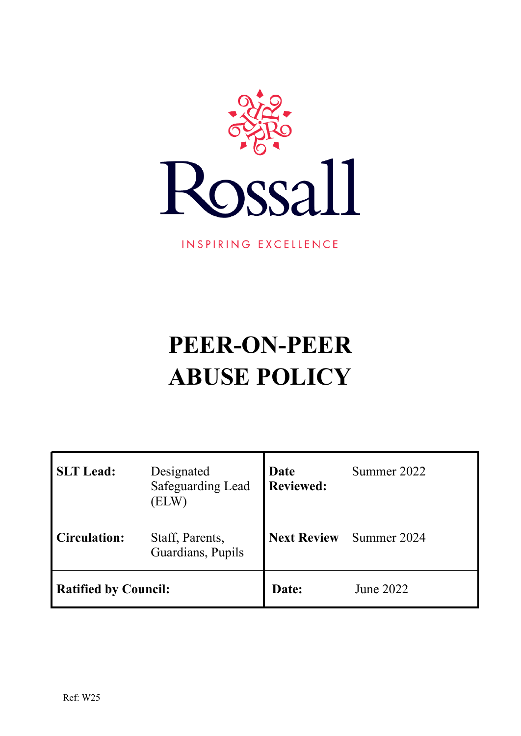Rossall

INSPIRING EXCELLENCE

# PEER-ON-PEER ABUSE POLICY

| **SLT Lead:** | Designated Safeguarding Lead (ELW) | **Date Reviewed:** | Summer 2022 |
|---|---|---|---|
| **Circulation:** | Staff, Parents, Guardians, Pupils | **Next Review** | Summer 2024 |
| **Ratified by Council:** | | **Date:** | June 2022 |

Ref: W25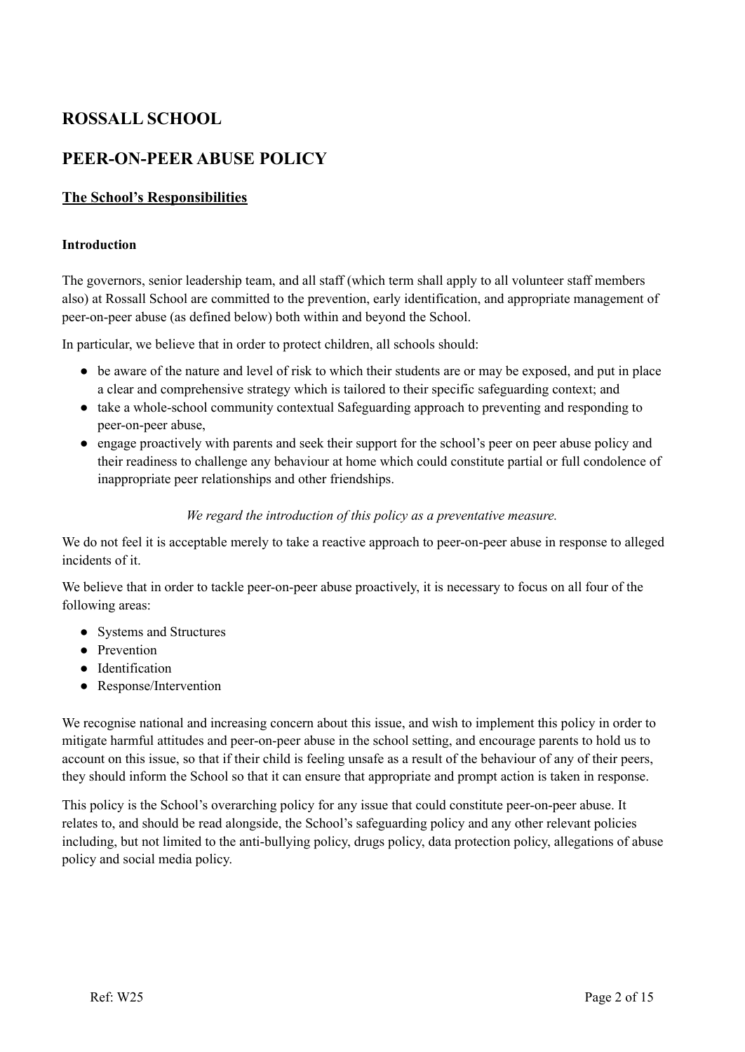# ROSSALL SCHOOL

## PEER-ON-PEER ABUSE POLICY

### The School's Responsibilities

#### Introduction

The governors, senior leadership team, and all staff (which term shall apply to all volunteer staff members also) at Rossall School are committed to the prevention, early identification, and appropriate management of peer-on-peer abuse (as defined below) both within and beyond the School.

In particular, we believe that in order to protect children, all schools should:

- be aware of the nature and level of risk to which their students are or may be exposed, and put in place a clear and comprehensive strategy which is tailored to their specific safeguarding context; and
- take a whole-school community contextual Safeguarding approach to preventing and responding to peer-on-peer abuse,
- engage proactively with parents and seek their support for the school's peer on peer abuse policy and their readiness to challenge any behaviour at home which could constitute partial or full condolence of inappropriate peer relationships and other friendships.

*We regard the introduction of this policy as a preventative measure.*

We do not feel it is acceptable merely to take a reactive approach to peer-on-peer abuse in response to alleged incidents of it.

We believe that in order to tackle peer-on-peer abuse proactively, it is necessary to focus on all four of the following areas:

- Systems and Structures
- Prevention
- Identification
- Response/Intervention

We recognise national and increasing concern about this issue, and wish to implement this policy in order to mitigate harmful attitudes and peer-on-peer abuse in the school setting, and encourage parents to hold us to account on this issue, so that if their child is feeling unsafe as a result of the behaviour of any of their peers, they should inform the School so that it can ensure that appropriate and prompt action is taken in response.

This policy is the School's overarching policy for any issue that could constitute peer-on-peer abuse. It relates to, and should be read alongside, the School's safeguarding policy and any other relevant policies including, but not limited to the anti-bullying policy, drugs policy, data protection policy, allegations of abuse policy and social media policy.

Ref: W25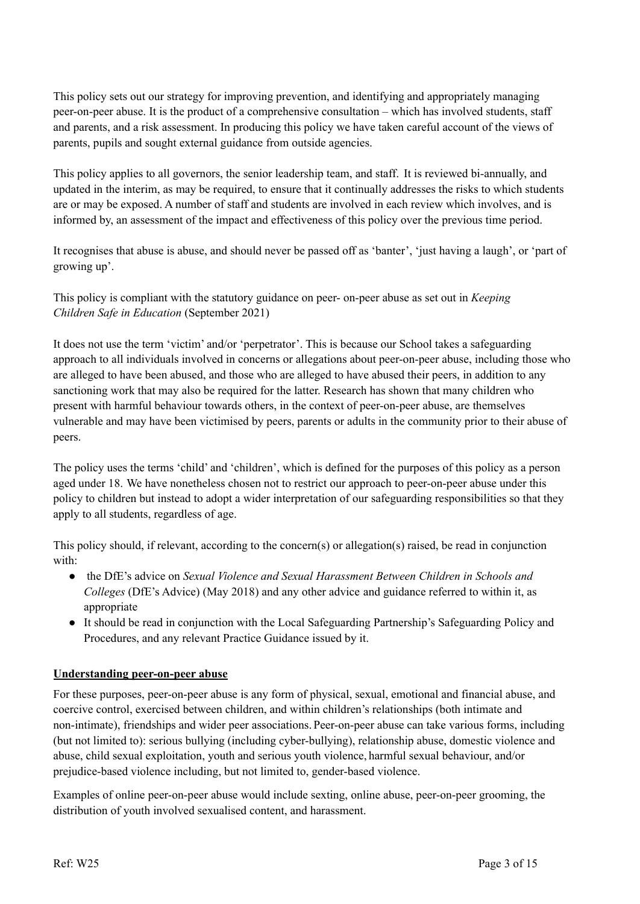This policy sets out our strategy for improving prevention, and identifying and appropriately managing peer-on-peer abuse. It is the product of a comprehensive consultation – which has involved students, staff and parents, and a risk assessment. In producing this policy we have taken careful account of the views of parents, pupils and sought external guidance from outside agencies.

This policy applies to all governors, the senior leadership team, and staff. It is reviewed bi-annually, and updated in the interim, as may be required, to ensure that it continually addresses the risks to which students are or may be exposed. A number of staff and students are involved in each review which involves, and is informed by, an assessment of the impact and effectiveness of this policy over the previous time period.

It recognises that abuse is abuse, and should never be passed off as 'banter', 'just having a laugh', or 'part of growing up'.

This policy is compliant with the statutory guidance on peer- on-peer abuse as set out in *Keeping Children Safe in Education* (September 2021)

It does not use the term 'victim' and/or 'perpetrator'. This is because our School takes a safeguarding approach to all individuals involved in concerns or allegations about peer-on-peer abuse, including those who are alleged to have been abused, and those who are alleged to have abused their peers, in addition to any sanctioning work that may also be required for the latter. Research has shown that many children who present with harmful behaviour towards others, in the context of peer-on-peer abuse, are themselves vulnerable and may have been victimised by peers, parents or adults in the community prior to their abuse of peers.

The policy uses the terms 'child' and 'children', which is defined for the purposes of this policy as a person aged under 18. We have nonetheless chosen not to restrict our approach to peer-on-peer abuse under this policy to children but instead to adopt a wider interpretation of our safeguarding responsibilities so that they apply to all students, regardless of age.

This policy should, if relevant, according to the concern(s) or allegation(s) raised, be read in conjunction with:

- the DfE's advice on *Sexual Violence and Sexual Harassment Between Children in Schools and Colleges* (DfE's Advice) (May 2018) and any other advice and guidance referred to within it, as appropriate
- It should be read in conjunction with the Local Safeguarding Partnership's Safeguarding Policy and Procedures, and any relevant Practice Guidance issued by it.

**<u>Understanding peer-on-peer abuse</u>**

For these purposes, peer-on-peer abuse is any form of physical, sexual, emotional and financial abuse, and coercive control, exercised between children, and within children's relationships (both intimate and non-intimate), friendships and wider peer associations. Peer-on-peer abuse can take various forms, including (but not limited to): serious bullying (including cyber-bullying), relationship abuse, domestic violence and abuse, child sexual exploitation, youth and serious youth violence, harmful sexual behaviour, and/or prejudice-based violence including, but not limited to, gender-based violence.

Examples of online peer-on-peer abuse would include sexting, online abuse, peer-on-peer grooming, the distribution of youth involved sexualised content, and harassment.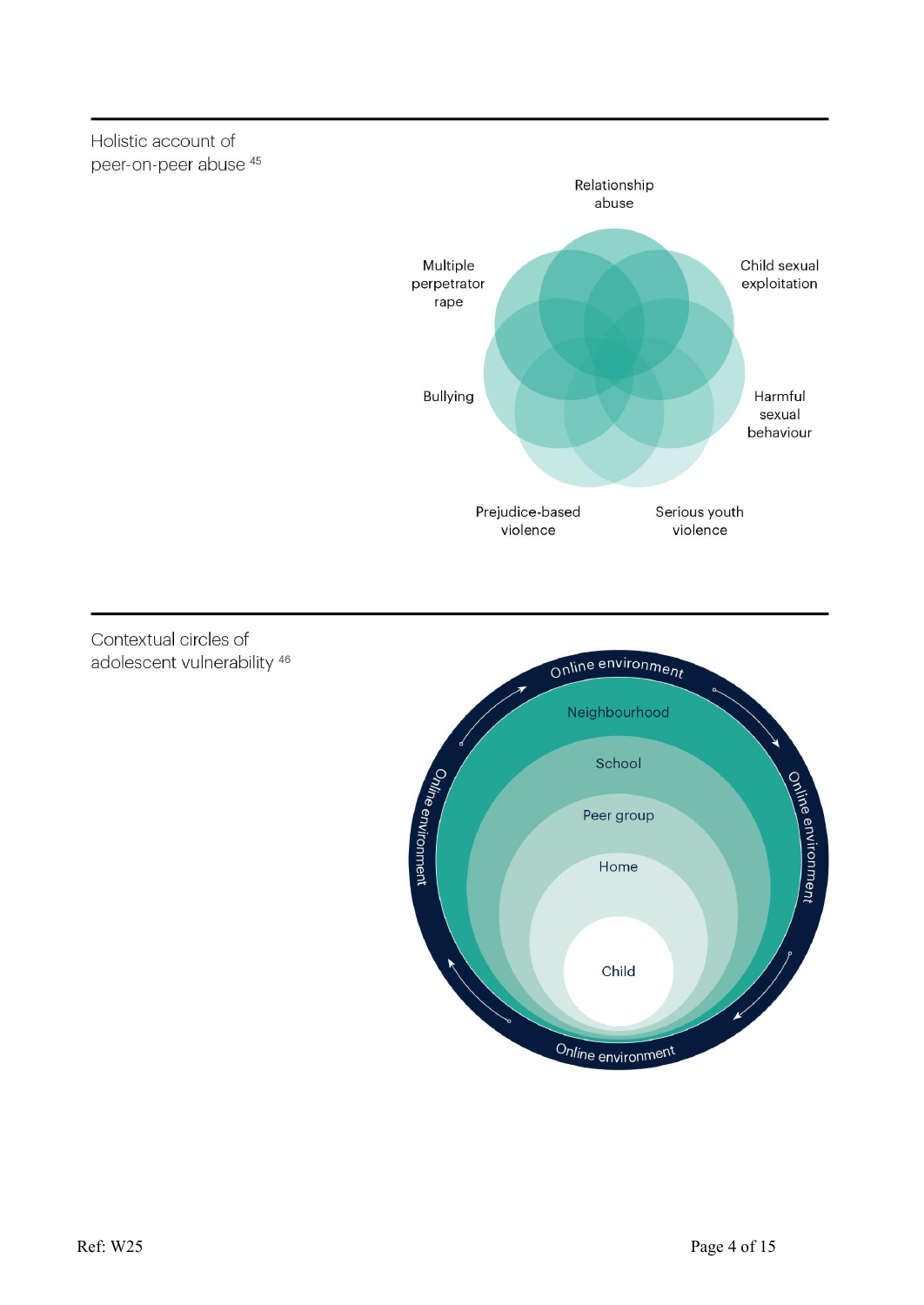## Holistic account of peer-on-peer abuse [45]

Relationship abuse

Child sexual exploitation

Harmful sexual behaviour

Serious youth violence

Prejudice-based violence

Bullying

Multiple perpetrator rape

## Contextual circles of adolescent vulnerability [46]

Online environment

Neighbourhood

School

Peer group

Home

Child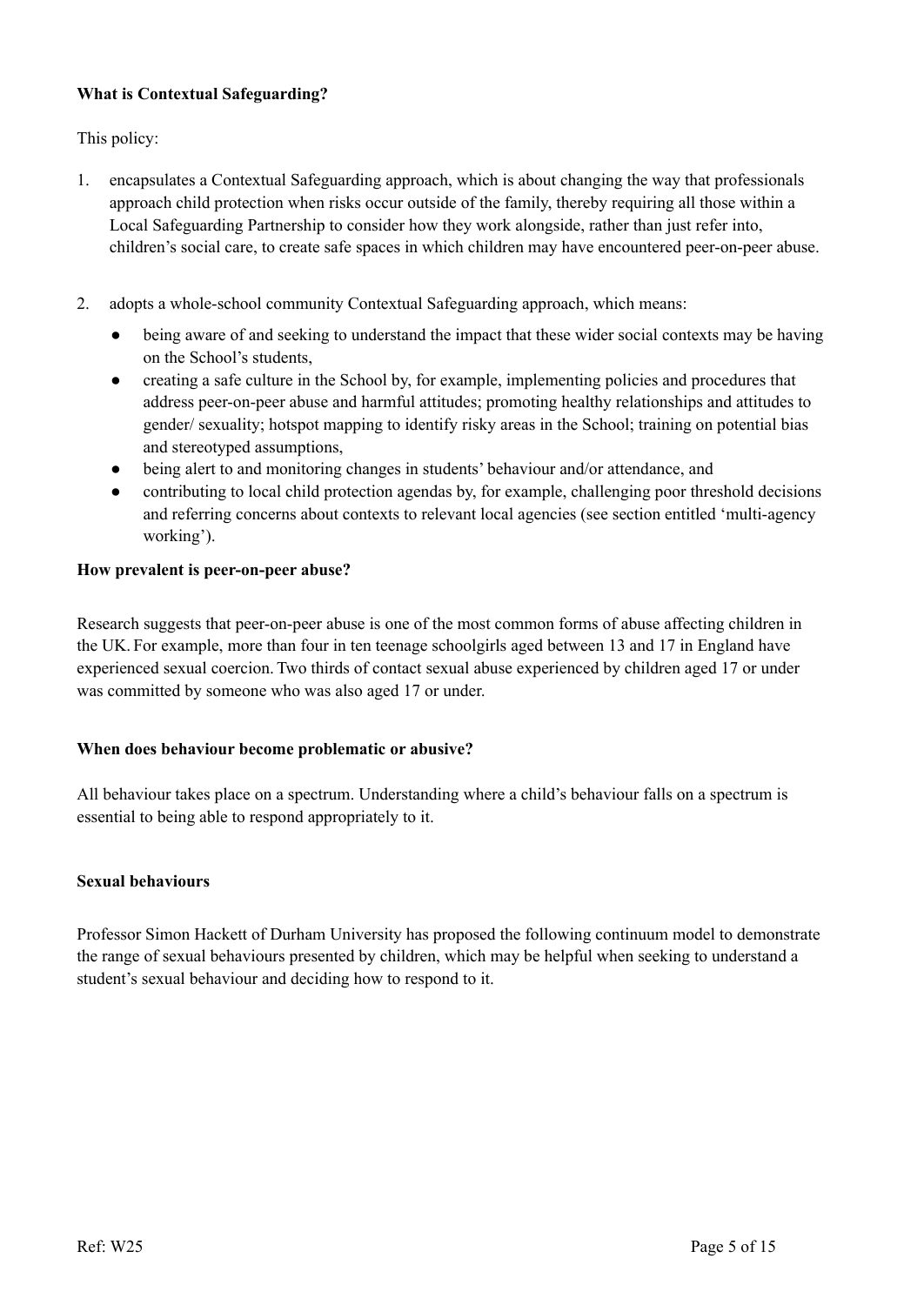**What is Contextual Safeguarding?**

This policy:

1. encapsulates a Contextual Safeguarding approach, which is about changing the way that professionals approach child protection when risks occur outside of the family, thereby requiring all those within a Local Safeguarding Partnership to consider how they work alongside, rather than just refer into, children's social care, to create safe spaces in which children may have encountered peer-on-peer abuse.

2. adopts a whole-school community Contextual Safeguarding approach, which means:
   - being aware of and seeking to understand the impact that these wider social contexts may be having on the School's students,
   - creating a safe culture in the School by, for example, implementing policies and procedures that address peer-on-peer abuse and harmful attitudes; promoting healthy relationships and attitudes to gender/ sexuality; hotspot mapping to identify risky areas in the School; training on potential bias and stereotyped assumptions,
   - being alert to and monitoring changes in students' behaviour and/or attendance, and
   - contributing to local child protection agendas by, for example, challenging poor threshold decisions and referring concerns about contexts to relevant local agencies (see section entitled 'multi-agency working').

**How prevalent is peer-on-peer abuse?**

Research suggests that peer-on-peer abuse is one of the most common forms of abuse affecting children in the UK. For example, more than four in ten teenage schoolgirls aged between 13 and 17 in England have experienced sexual coercion. Two thirds of contact sexual abuse experienced by children aged 17 or under was committed by someone who was also aged 17 or under.

**When does behaviour become problematic or abusive?**

All behaviour takes place on a spectrum. Understanding where a child's behaviour falls on a spectrum is essential to being able to respond appropriately to it.

**Sexual behaviours**

Professor Simon Hackett of Durham University has proposed the following continuum model to demonstrate the range of sexual behaviours presented by children, which may be helpful when seeking to understand a student's sexual behaviour and deciding how to respond to it.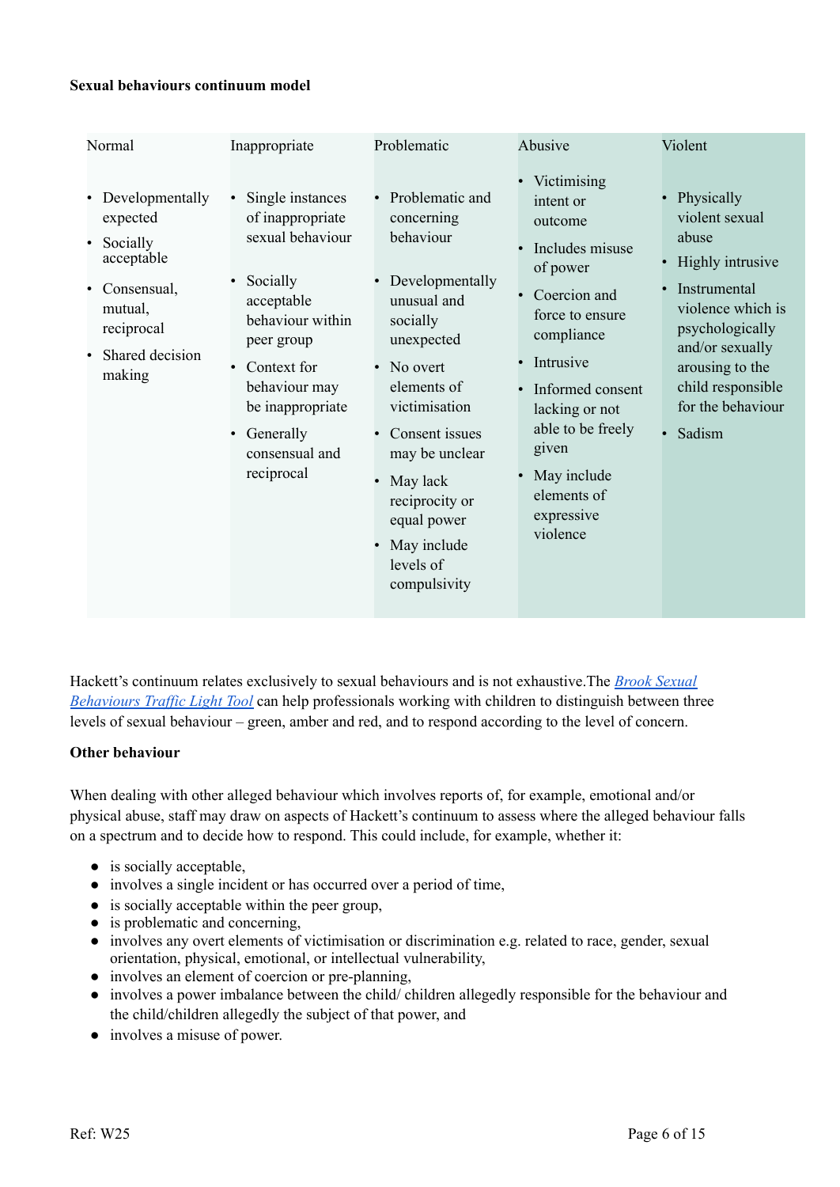**Sexual behaviours continuum model**

| Normal | Inappropriate | Problematic | Abusive | Violent |
| --- | --- | --- | --- | --- |
| • Developmentally expected<br>• Socially acceptable<br>• Consensual, mutual, reciprocal<br>• Shared decision making | • Single instances of inappropriate sexual behaviour<br>• Socially acceptable behaviour within peer group<br>• Context for behaviour may be inappropriate<br>• Generally consensual and reciprocal | • Problematic and concerning behaviour<br>• Developmentally unusual and socially unexpected<br>• No overt elements of victimisation<br>• Consent issues may be unclear<br>• May lack reciprocity or equal power<br>• May include levels of compulsivity | • Victimising intent or outcome<br>• Includes misuse of power<br>• Coercion and force to ensure compliance<br>• Intrusive<br>• Informed consent lacking or not able to be freely given<br>• May include elements of expressive violence | • Physically violent sexual abuse<br>• Highly intrusive<br>• Instrumental violence which is psychologically and/or sexually arousing to the child responsible for the behaviour<br>• Sadism |

Hackett's continuum relates exclusively to sexual behaviours and is not exhaustive.The *Brook Sexual Behaviours Traffic Light Tool* can help professionals working with children to distinguish between three levels of sexual behaviour – green, amber and red, and to respond according to the level of concern.

**Other behaviour**

When dealing with other alleged behaviour which involves reports of, for example, emotional and/or physical abuse, staff may draw on aspects of Hackett's continuum to assess where the alleged behaviour falls on a spectrum and to decide how to respond. This could include, for example, whether it:

- is socially acceptable,
- involves a single incident or has occurred over a period of time,
- is socially acceptable within the peer group,
- is problematic and concerning,
- involves any overt elements of victimisation or discrimination e.g. related to race, gender, sexual orientation, physical, emotional, or intellectual vulnerability,
- involves an element of coercion or pre-planning,
- involves a power imbalance between the child/ children allegedly responsible for the behaviour and the child/children allegedly the subject of that power, and
- involves a misuse of power.

Ref: W25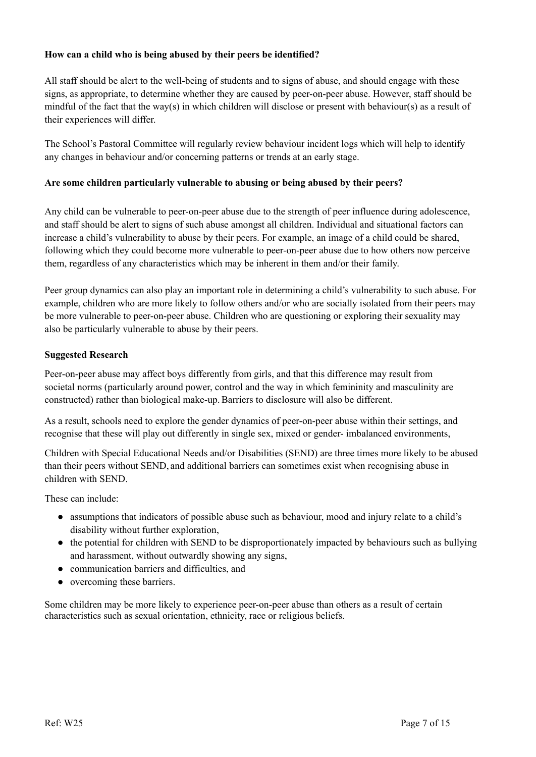**How can a child who is being abused by their peers be identified?**

All staff should be alert to the well-being of students and to signs of abuse, and should engage with these signs, as appropriate, to determine whether they are caused by peer-on-peer abuse. However, staff should be mindful of the fact that the way(s) in which children will disclose or present with behaviour(s) as a result of their experiences will differ.

The School's Pastoral Committee will regularly review behaviour incident logs which will help to identify any changes in behaviour and/or concerning patterns or trends at an early stage.

**Are some children particularly vulnerable to abusing or being abused by their peers?**

Any child can be vulnerable to peer-on-peer abuse due to the strength of peer influence during adolescence, and staff should be alert to signs of such abuse amongst all children. Individual and situational factors can increase a child's vulnerability to abuse by their peers. For example, an image of a child could be shared, following which they could become more vulnerable to peer-on-peer abuse due to how others now perceive them, regardless of any characteristics which may be inherent in them and/or their family.

Peer group dynamics can also play an important role in determining a child's vulnerability to such abuse. For example, children who are more likely to follow others and/or who are socially isolated from their peers may be more vulnerable to peer-on-peer abuse. Children who are questioning or exploring their sexuality may also be particularly vulnerable to abuse by their peers.

**Suggested Research**

Peer-on-peer abuse may affect boys differently from girls, and that this difference may result from societal norms (particularly around power, control and the way in which femininity and masculinity are constructed) rather than biological make-up. Barriers to disclosure will also be different.

As a result, schools need to explore the gender dynamics of peer-on-peer abuse within their settings, and recognise that these will play out differently in single sex, mixed or gender- imbalanced environments,

Children with Special Educational Needs and/or Disabilities (SEND) are three times more likely to be abused than their peers without SEND, and additional barriers can sometimes exist when recognising abuse in children with SEND.

These can include:

- assumptions that indicators of possible abuse such as behaviour, mood and injury relate to a child's disability without further exploration,
- the potential for children with SEND to be disproportionately impacted by behaviours such as bullying and harassment, without outwardly showing any signs,
- communication barriers and difficulties, and
- overcoming these barriers.

Some children may be more likely to experience peer-on-peer abuse than others as a result of certain characteristics such as sexual orientation, ethnicity, race or religious beliefs.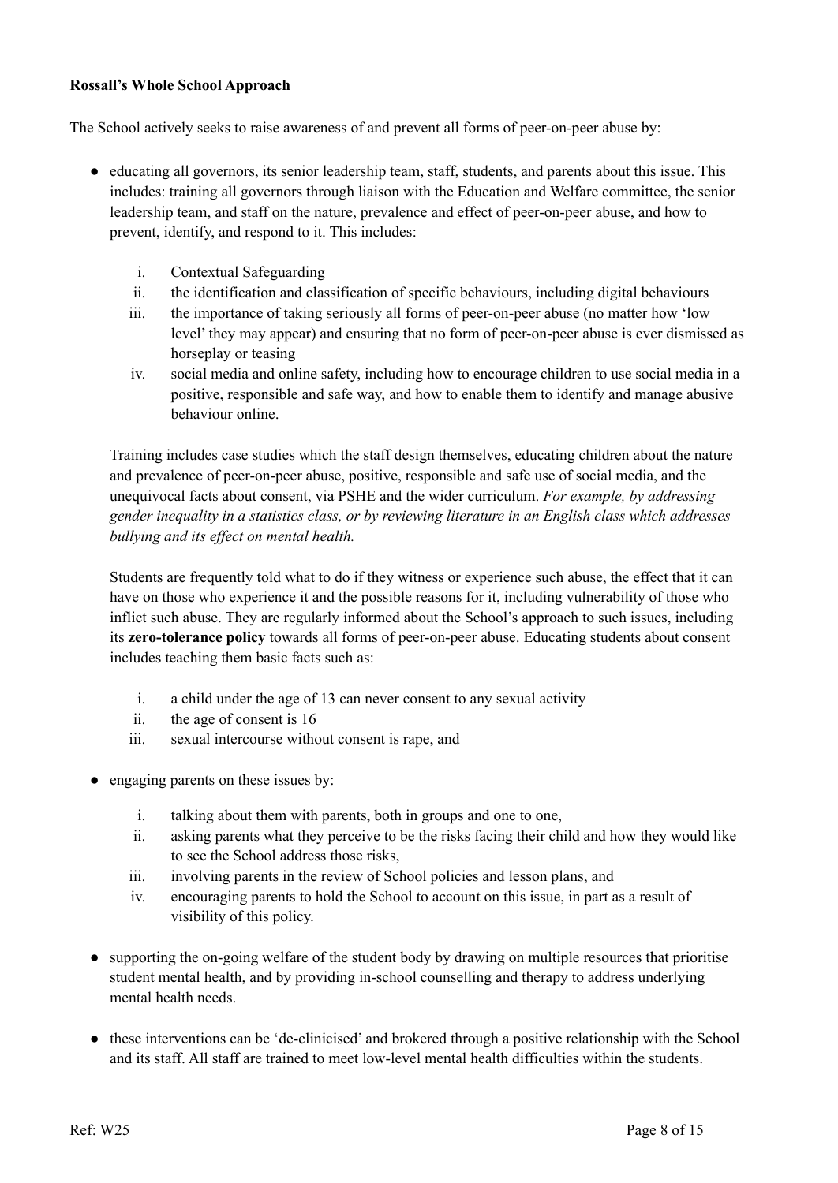**Rossall's Whole School Approach**

The School actively seeks to raise awareness of and prevent all forms of peer-on-peer abuse by:

- educating all governors, its senior leadership team, staff, students, and parents about this issue. This includes: training all governors through liaison with the Education and Welfare committee, the senior leadership team, and staff on the nature, prevalence and effect of peer-on-peer abuse, and how to prevent, identify, and respond to it. This includes:

    i. Contextual Safeguarding
    ii. the identification and classification of specific behaviours, including digital behaviours
    iii. the importance of taking seriously all forms of peer-on-peer abuse (no matter how 'low level' they may appear) and ensuring that no form of peer-on-peer abuse is ever dismissed as horseplay or teasing
    iv. social media and online safety, including how to encourage children to use social media in a positive, responsible and safe way, and how to enable them to identify and manage abusive behaviour online.

    Training includes case studies which the staff design themselves, educating children about the nature and prevalence of peer-on-peer abuse, positive, responsible and safe use of social media, and the unequivocal facts about consent, via PSHE and the wider curriculum. *For example, by addressing gender inequality in a statistics class, or by reviewing literature in an English class which addresses bullying and its effect on mental health.*

    Students are frequently told what to do if they witness or experience such abuse, the effect that it can have on those who experience it and the possible reasons for it, including vulnerability of those who inflict such abuse. They are regularly informed about the School's approach to such issues, including its **zero-tolerance policy** towards all forms of peer-on-peer abuse. Educating students about consent includes teaching them basic facts such as:

    i. a child under the age of 13 can never consent to any sexual activity
    ii. the age of consent is 16
    iii. sexual intercourse without consent is rape, and

- engaging parents on these issues by:

    i. talking about them with parents, both in groups and one to one,
    ii. asking parents what they perceive to be the risks facing their child and how they would like to see the School address those risks,
    iii. involving parents in the review of School policies and lesson plans, and
    iv. encouraging parents to hold the School to account on this issue, in part as a result of visibility of this policy.

- supporting the on-going welfare of the student body by drawing on multiple resources that prioritise student mental health, and by providing in-school counselling and therapy to address underlying mental health needs.

- these interventions can be 'de-clinicised' and brokered through a positive relationship with the School and its staff. All staff are trained to meet low-level mental health difficulties within the students.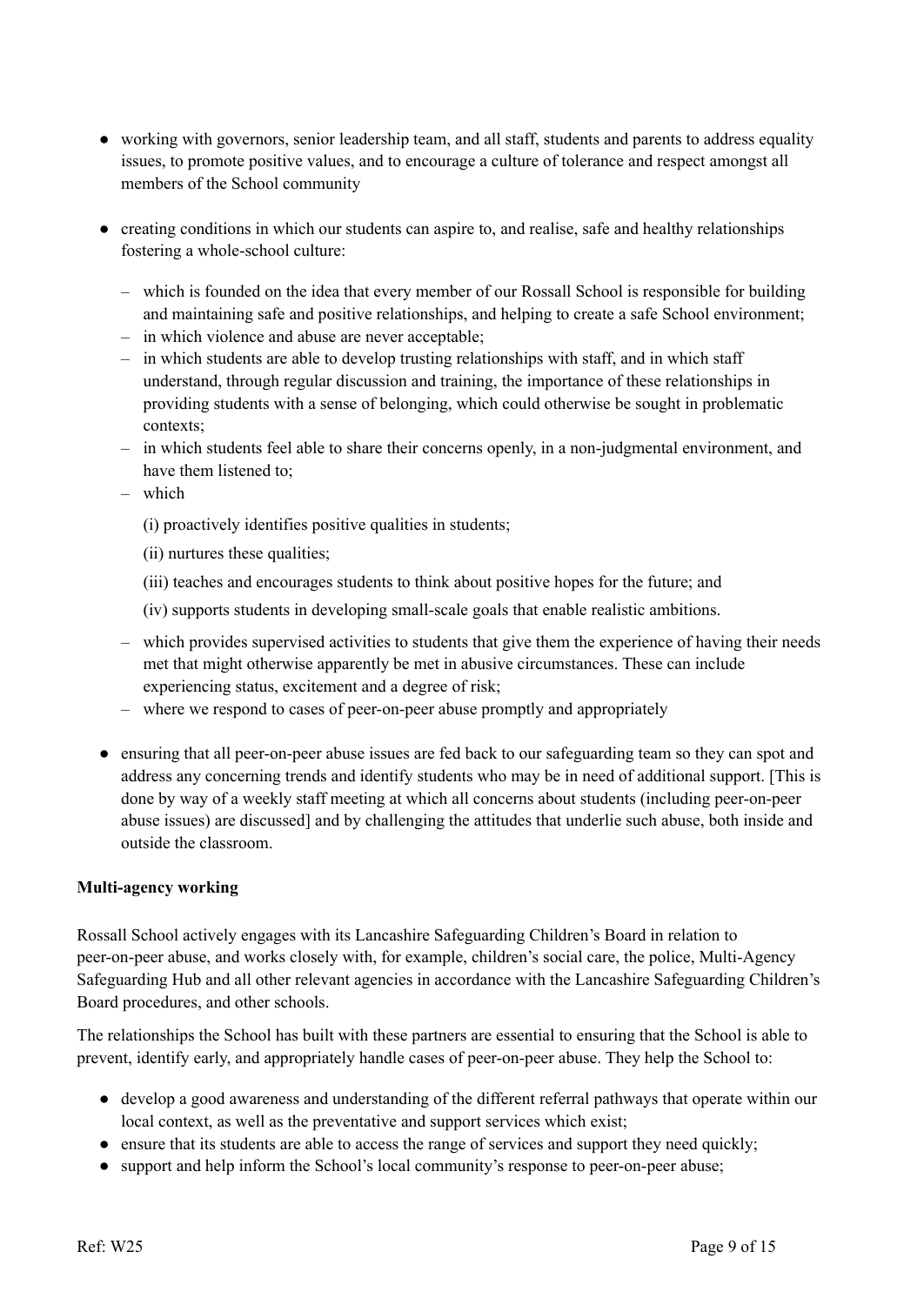- working with governors, senior leadership team, and all staff, students and parents to address equality issues, to promote positive values, and to encourage a culture of tolerance and respect amongst all members of the School community

- creating conditions in which our students can aspire to, and realise, safe and healthy relationships fostering a whole-school culture:

  – which is founded on the idea that every member of our Rossall School is responsible for building and maintaining safe and positive relationships, and helping to create a safe School environment;
  – in which violence and abuse are never acceptable;
  – in which students are able to develop trusting relationships with staff, and in which staff understand, through regular discussion and training, the importance of these relationships in providing students with a sense of belonging, which could otherwise be sought in problematic contexts;
  – in which students feel able to share their concerns openly, in a non-judgmental environment, and have them listened to;
  – which

    (i) proactively identifies positive qualities in students;

    (ii) nurtures these qualities;

    (iii) teaches and encourages students to think about positive hopes for the future; and

    (iv) supports students in developing small-scale goals that enable realistic ambitions.

  – which provides supervised activities to students that give them the experience of having their needs met that might otherwise apparently be met in abusive circumstances. These can include experiencing status, excitement and a degree of risk;
  – where we respond to cases of peer-on-peer abuse promptly and appropriately

- ensuring that all peer-on-peer abuse issues are fed back to our safeguarding team so they can spot and address any concerning trends and identify students who may be in need of additional support. [This is done by way of a weekly staff meeting at which all concerns about students (including peer-on-peer abuse issues) are discussed] and by challenging the attitudes that underlie such abuse, both inside and outside the classroom.

**Multi-agency working**

Rossall School actively engages with its Lancashire Safeguarding Children's Board in relation to peer-on-peer abuse, and works closely with, for example, children's social care, the police, Multi-Agency Safeguarding Hub and all other relevant agencies in accordance with the Lancashire Safeguarding Children's Board procedures, and other schools.

The relationships the School has built with these partners are essential to ensuring that the School is able to prevent, identify early, and appropriately handle cases of peer-on-peer abuse. They help the School to:

- develop a good awareness and understanding of the different referral pathways that operate within our local context, as well as the preventative and support services which exist;
- ensure that its students are able to access the range of services and support they need quickly;
- support and help inform the School's local community's response to peer-on-peer abuse;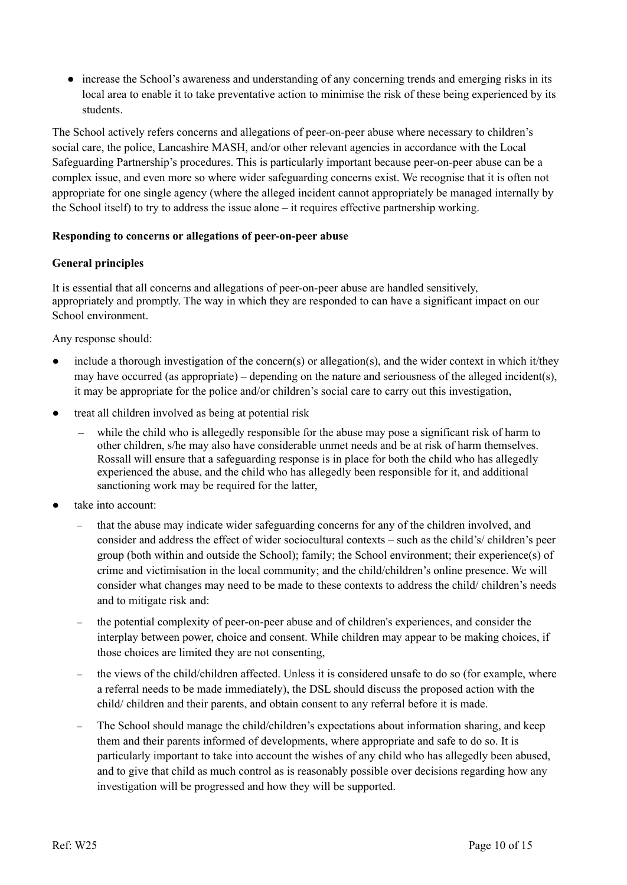- increase the School's awareness and understanding of any concerning trends and emerging risks in its local area to enable it to take preventative action to minimise the risk of these being experienced by its students.

The School actively refers concerns and allegations of peer-on-peer abuse where necessary to children's social care, the police, Lancashire MASH, and/or other relevant agencies in accordance with the Local Safeguarding Partnership's procedures. This is particularly important because peer-on-peer abuse can be a complex issue, and even more so where wider safeguarding concerns exist. We recognise that it is often not appropriate for one single agency (where the alleged incident cannot appropriately be managed internally by the School itself) to try to address the issue alone – it requires effective partnership working.

**Responding to concerns or allegations of peer-on-peer abuse**

**General principles**

It is essential that all concerns and allegations of peer-on-peer abuse are handled sensitively, appropriately and promptly. The way in which they are responded to can have a significant impact on our School environment.

Any response should:

- include a thorough investigation of the concern(s) or allegation(s), and the wider context in which it/they may have occurred (as appropriate) – depending on the nature and seriousness of the alleged incident(s), it may be appropriate for the police and/or children's social care to carry out this investigation,
- treat all children involved as being at potential risk
  - while the child who is allegedly responsible for the abuse may pose a significant risk of harm to other children, s/he may also have considerable unmet needs and be at risk of harm themselves. Rossall will ensure that a safeguarding response is in place for both the child who has allegedly experienced the abuse, and the child who has allegedly been responsible for it, and additional sanctioning work may be required for the latter,
- take into account:
  - that the abuse may indicate wider safeguarding concerns for any of the children involved, and consider and address the effect of wider sociocultural contexts – such as the child's/ children's peer group (both within and outside the School); family; the School environment; their experience(s) of crime and victimisation in the local community; and the child/children's online presence. We will consider what changes may need to be made to these contexts to address the child/ children's needs and to mitigate risk and:
  - the potential complexity of peer-on-peer abuse and of children's experiences, and consider the interplay between power, choice and consent. While children may appear to be making choices, if those choices are limited they are not consenting,
  - the views of the child/children affected. Unless it is considered unsafe to do so (for example, where a referral needs to be made immediately), the DSL should discuss the proposed action with the child/ children and their parents, and obtain consent to any referral before it is made.
  - The School should manage the child/children's expectations about information sharing, and keep them and their parents informed of developments, where appropriate and safe to do so. It is particularly important to take into account the wishes of any child who has allegedly been abused, and to give that child as much control as is reasonably possible over decisions regarding how any investigation will be progressed and how they will be supported.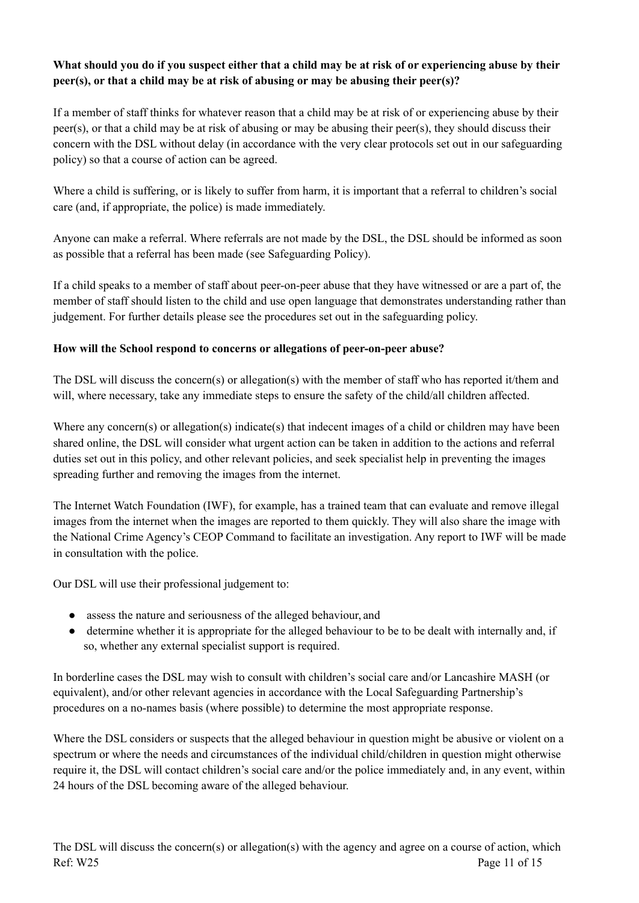**What should you do if you suspect either that a child may be at risk of or experiencing abuse by their peer(s), or that a child may be at risk of abusing or may be abusing their peer(s)?**

If a member of staff thinks for whatever reason that a child may be at risk of or experiencing abuse by their peer(s), or that a child may be at risk of abusing or may be abusing their peer(s), they should discuss their concern with the DSL without delay (in accordance with the very clear protocols set out in our safeguarding policy) so that a course of action can be agreed.

Where a child is suffering, or is likely to suffer from harm, it is important that a referral to children's social care (and, if appropriate, the police) is made immediately.

Anyone can make a referral. Where referrals are not made by the DSL, the DSL should be informed as soon as possible that a referral has been made (see Safeguarding Policy).

If a child speaks to a member of staff about peer-on-peer abuse that they have witnessed or are a part of, the member of staff should listen to the child and use open language that demonstrates understanding rather than judgement. For further details please see the procedures set out in the safeguarding policy.

**How will the School respond to concerns or allegations of peer-on-peer abuse?**

The DSL will discuss the concern(s) or allegation(s) with the member of staff who has reported it/them and will, where necessary, take any immediate steps to ensure the safety of the child/all children affected.

Where any concern(s) or allegation(s) indicate(s) that indecent images of a child or children may have been shared online, the DSL will consider what urgent action can be taken in addition to the actions and referral duties set out in this policy, and other relevant policies, and seek specialist help in preventing the images spreading further and removing the images from the internet.

The Internet Watch Foundation (IWF), for example, has a trained team that can evaluate and remove illegal images from the internet when the images are reported to them quickly. They will also share the image with the National Crime Agency's CEOP Command to facilitate an investigation. Any report to IWF will be made in consultation with the police.

Our DSL will use their professional judgement to:

- assess the nature and seriousness of the alleged behaviour, and
- determine whether it is appropriate for the alleged behaviour to be to be dealt with internally and, if so, whether any external specialist support is required.

In borderline cases the DSL may wish to consult with children's social care and/or Lancashire MASH (or equivalent), and/or other relevant agencies in accordance with the Local Safeguarding Partnership's procedures on a no-names basis (where possible) to determine the most appropriate response.

Where the DSL considers or suspects that the alleged behaviour in question might be abusive or violent on a spectrum or where the needs and circumstances of the individual child/children in question might otherwise require it, the DSL will contact children's social care and/or the police immediately and, in any event, within 24 hours of the DSL becoming aware of the alleged behaviour.

The DSL will discuss the concern(s) or allegation(s) with the agency and agree on a course of action, which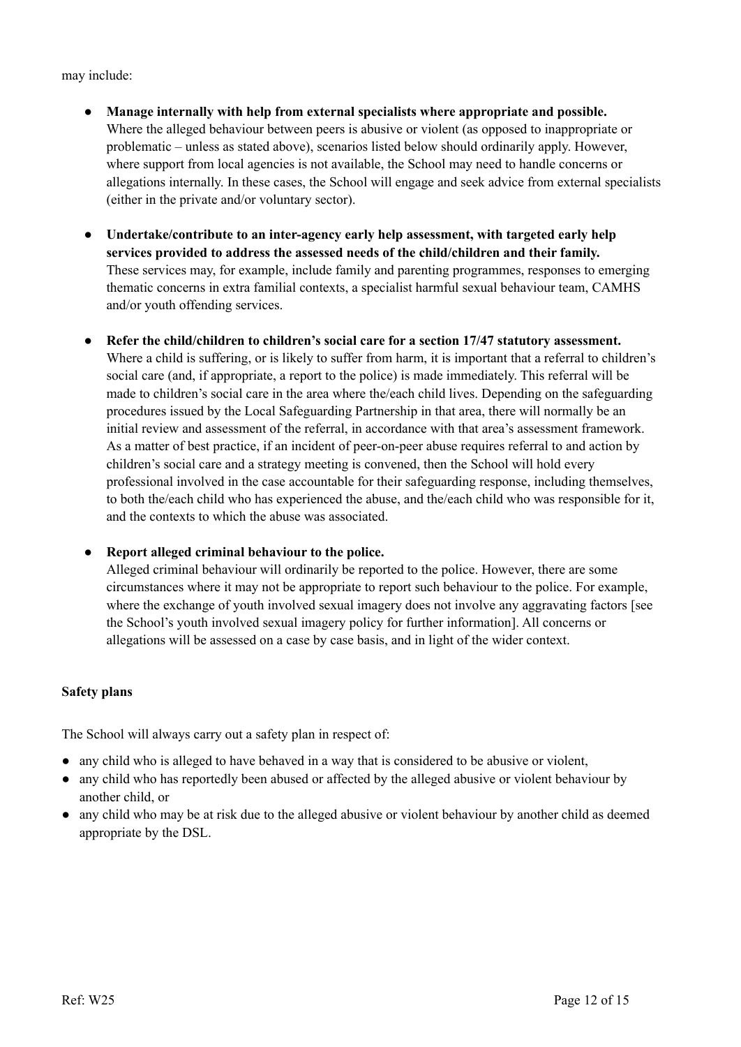may include:

- **Manage internally with help from external specialists where appropriate and possible.** Where the alleged behaviour between peers is abusive or violent (as opposed to inappropriate or problematic – unless as stated above), scenarios listed below should ordinarily apply. However, where support from local agencies is not available, the School may need to handle concerns or allegations internally. In these cases, the School will engage and seek advice from external specialists (either in the private and/or voluntary sector).

- **Undertake/contribute to an inter-agency early help assessment, with targeted early help services provided to address the assessed needs of the child/children and their family.** These services may, for example, include family and parenting programmes, responses to emerging thematic concerns in extra familial contexts, a specialist harmful sexual behaviour team, CAMHS and/or youth offending services.

- **Refer the child/children to children's social care for a section 17/47 statutory assessment.** Where a child is suffering, or is likely to suffer from harm, it is important that a referral to children's social care (and, if appropriate, a report to the police) is made immediately. This referral will be made to children's social care in the area where the/each child lives. Depending on the safeguarding procedures issued by the Local Safeguarding Partnership in that area, there will normally be an initial review and assessment of the referral, in accordance with that area's assessment framework. As a matter of best practice, if an incident of peer-on-peer abuse requires referral to and action by children's social care and a strategy meeting is convened, then the School will hold every professional involved in the case accountable for their safeguarding response, including themselves, to both the/each child who has experienced the abuse, and the/each child who was responsible for it, and the contexts to which the abuse was associated.

- **Report alleged criminal behaviour to the police.** Alleged criminal behaviour will ordinarily be reported to the police. However, there are some circumstances where it may not be appropriate to report such behaviour to the police. For example, where the exchange of youth involved sexual imagery does not involve any aggravating factors [see the School's youth involved sexual imagery policy for further information]. All concerns or allegations will be assessed on a case by case basis, and in light of the wider context.

**Safety plans**

The School will always carry out a safety plan in respect of:

- any child who is alleged to have behaved in a way that is considered to be abusive or violent,
- any child who has reportedly been abused or affected by the alleged abusive or violent behaviour by another child, or
- any child who may be at risk due to the alleged abusive or violent behaviour by another child as deemed appropriate by the DSL.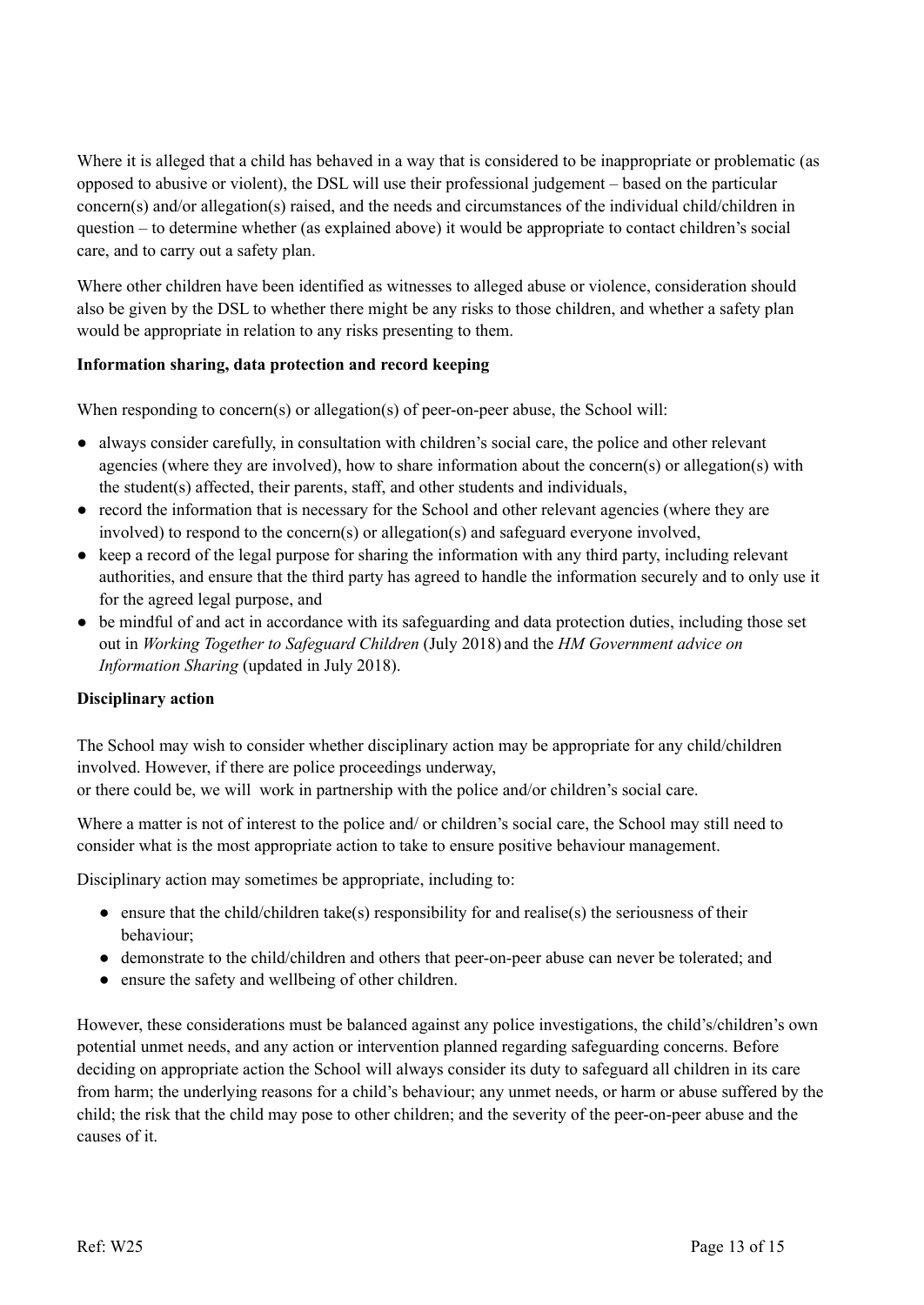Where it is alleged that a child has behaved in a way that is considered to be inappropriate or problematic (as opposed to abusive or violent), the DSL will use their professional judgement – based on the particular concern(s) and/or allegation(s) raised, and the needs and circumstances of the individual child/children in question – to determine whether (as explained above) it would be appropriate to contact children's social care, and to carry out a safety plan.

Where other children have been identified as witnesses to alleged abuse or violence, consideration should also be given by the DSL to whether there might be any risks to those children, and whether a safety plan would be appropriate in relation to any risks presenting to them.

**Information sharing, data protection and record keeping**

When responding to concern(s) or allegation(s) of peer-on-peer abuse, the School will:

- always consider carefully, in consultation with children's social care, the police and other relevant agencies (where they are involved), how to share information about the concern(s) or allegation(s) with the student(s) affected, their parents, staff, and other students and individuals,
- record the information that is necessary for the School and other relevant agencies (where they are involved) to respond to the concern(s) or allegation(s) and safeguard everyone involved,
- keep a record of the legal purpose for sharing the information with any third party, including relevant authorities, and ensure that the third party has agreed to handle the information securely and to only use it for the agreed legal purpose, and
- be mindful of and act in accordance with its safeguarding and data protection duties, including those set out in *Working Together to Safeguard Children* (July 2018) and the *HM Government advice on Information Sharing* (updated in July 2018).

**Disciplinary action**

The School may wish to consider whether disciplinary action may be appropriate for any child/children involved. However, if there are police proceedings underway,
or there could be, we will work in partnership with the police and/or children's social care.

Where a matter is not of interest to the police and/ or children's social care, the School may still need to consider what is the most appropriate action to take to ensure positive behaviour management.

Disciplinary action may sometimes be appropriate, including to:

- ensure that the child/children take(s) responsibility for and realise(s) the seriousness of their behaviour;
- demonstrate to the child/children and others that peer-on-peer abuse can never be tolerated; and
- ensure the safety and wellbeing of other children.

However, these considerations must be balanced against any police investigations, the child's/children's own potential unmet needs, and any action or intervention planned regarding safeguarding concerns. Before deciding on appropriate action the School will always consider its duty to safeguard all children in its care from harm; the underlying reasons for a child's behaviour; any unmet needs, or harm or abuse suffered by the child; the risk that the child may pose to other children; and the severity of the peer-on-peer abuse and the causes of it.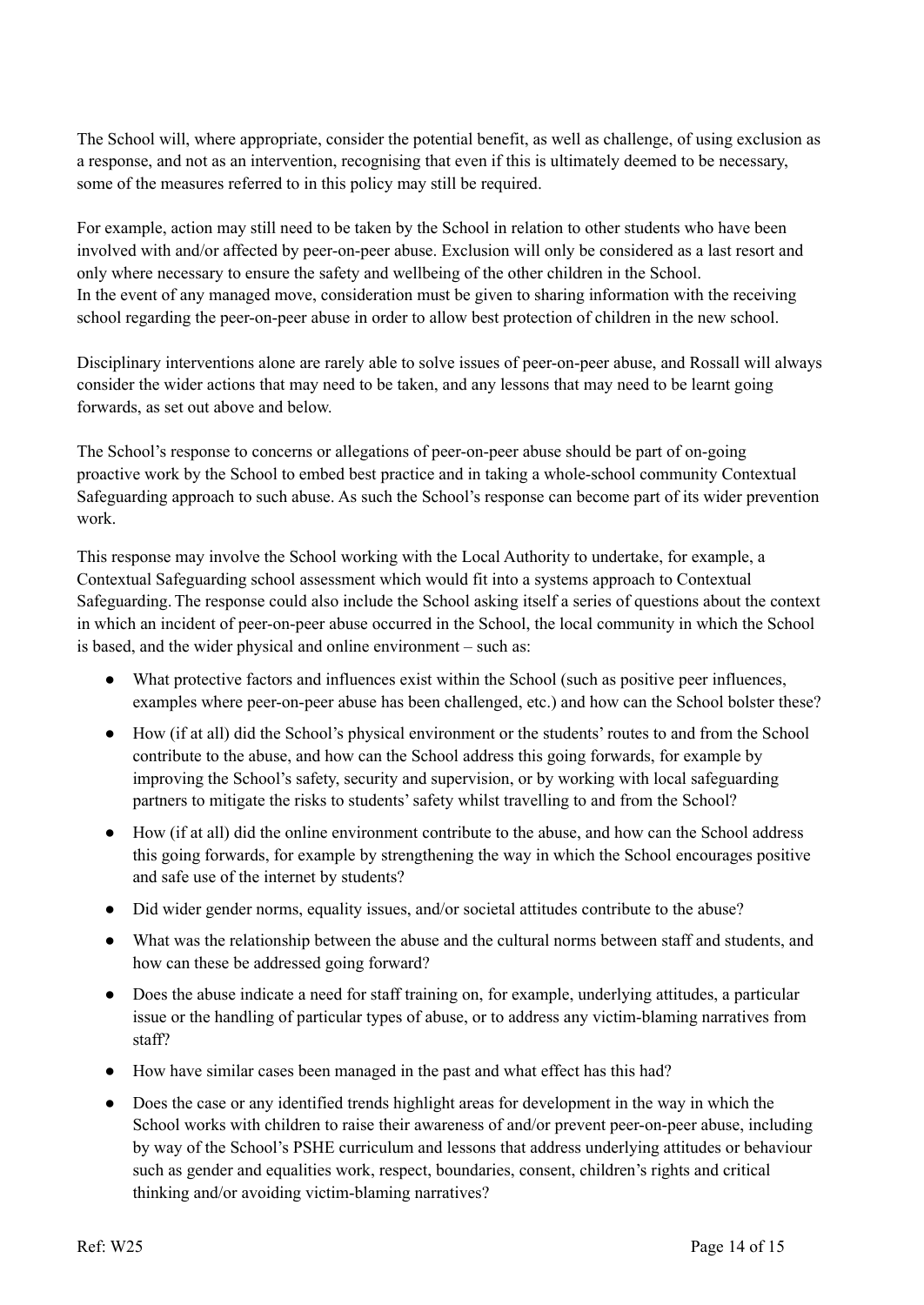The School will, where appropriate, consider the potential benefit, as well as challenge, of using exclusion as a response, and not as an intervention, recognising that even if this is ultimately deemed to be necessary, some of the measures referred to in this policy may still be required.

For example, action may still need to be taken by the School in relation to other students who have been involved with and/or affected by peer-on-peer abuse. Exclusion will only be considered as a last resort and only where necessary to ensure the safety and wellbeing of the other children in the School.
In the event of any managed move, consideration must be given to sharing information with the receiving school regarding the peer-on-peer abuse in order to allow best protection of children in the new school.

Disciplinary interventions alone are rarely able to solve issues of peer-on-peer abuse, and Rossall will always consider the wider actions that may need to be taken, and any lessons that may need to be learnt going forwards, as set out above and below.

The School's response to concerns or allegations of peer-on-peer abuse should be part of on-going proactive work by the School to embed best practice and in taking a whole-school community Contextual Safeguarding approach to such abuse. As such the School's response can become part of its wider prevention work.

This response may involve the School working with the Local Authority to undertake, for example, a Contextual Safeguarding school assessment which would fit into a systems approach to Contextual Safeguarding. The response could also include the School asking itself a series of questions about the context in which an incident of peer-on-peer abuse occurred in the School, the local community in which the School is based, and the wider physical and online environment – such as:

- What protective factors and influences exist within the School (such as positive peer influences, examples where peer-on-peer abuse has been challenged, etc.) and how can the School bolster these?
- How (if at all) did the School's physical environment or the students' routes to and from the School contribute to the abuse, and how can the School address this going forwards, for example by improving the School's safety, security and supervision, or by working with local safeguarding partners to mitigate the risks to students' safety whilst travelling to and from the School?
- How (if at all) did the online environment contribute to the abuse, and how can the School address this going forwards, for example by strengthening the way in which the School encourages positive and safe use of the internet by students?
- Did wider gender norms, equality issues, and/or societal attitudes contribute to the abuse?
- What was the relationship between the abuse and the cultural norms between staff and students, and how can these be addressed going forward?
- Does the abuse indicate a need for staff training on, for example, underlying attitudes, a particular issue or the handling of particular types of abuse, or to address any victim-blaming narratives from staff?
- How have similar cases been managed in the past and what effect has this had?
- Does the case or any identified trends highlight areas for development in the way in which the School works with children to raise their awareness of and/or prevent peer-on-peer abuse, including by way of the School's PSHE curriculum and lessons that address underlying attitudes or behaviour such as gender and equalities work, respect, boundaries, consent, children's rights and critical thinking and/or avoiding victim-blaming narratives?

Ref: W25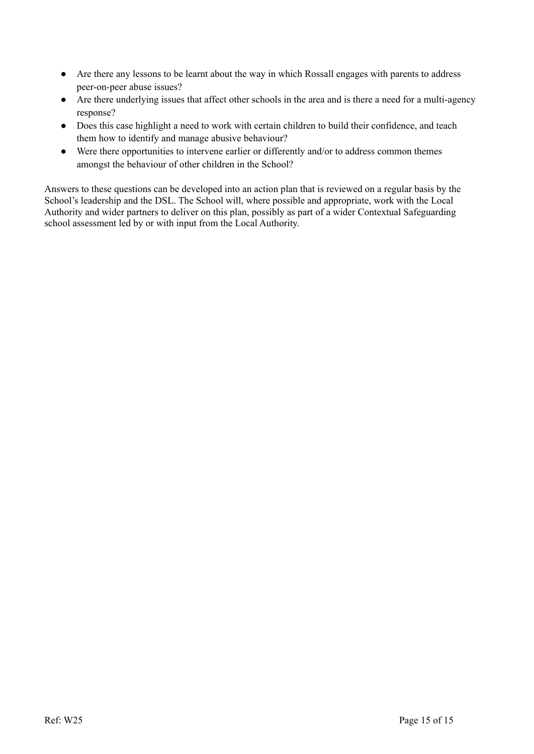- Are there any lessons to be learnt about the way in which Rossall engages with parents to address peer-on-peer abuse issues?
- Are there underlying issues that affect other schools in the area and is there a need for a multi-agency response?
- Does this case highlight a need to work with certain children to build their confidence, and teach them how to identify and manage abusive behaviour?
- Were there opportunities to intervene earlier or differently and/or to address common themes amongst the behaviour of other children in the School?

Answers to these questions can be developed into an action plan that is reviewed on a regular basis by the School's leadership and the DSL. The School will, where possible and appropriate, work with the Local Authority and wider partners to deliver on this plan, possibly as part of a wider Contextual Safeguarding school assessment led by or with input from the Local Authority.